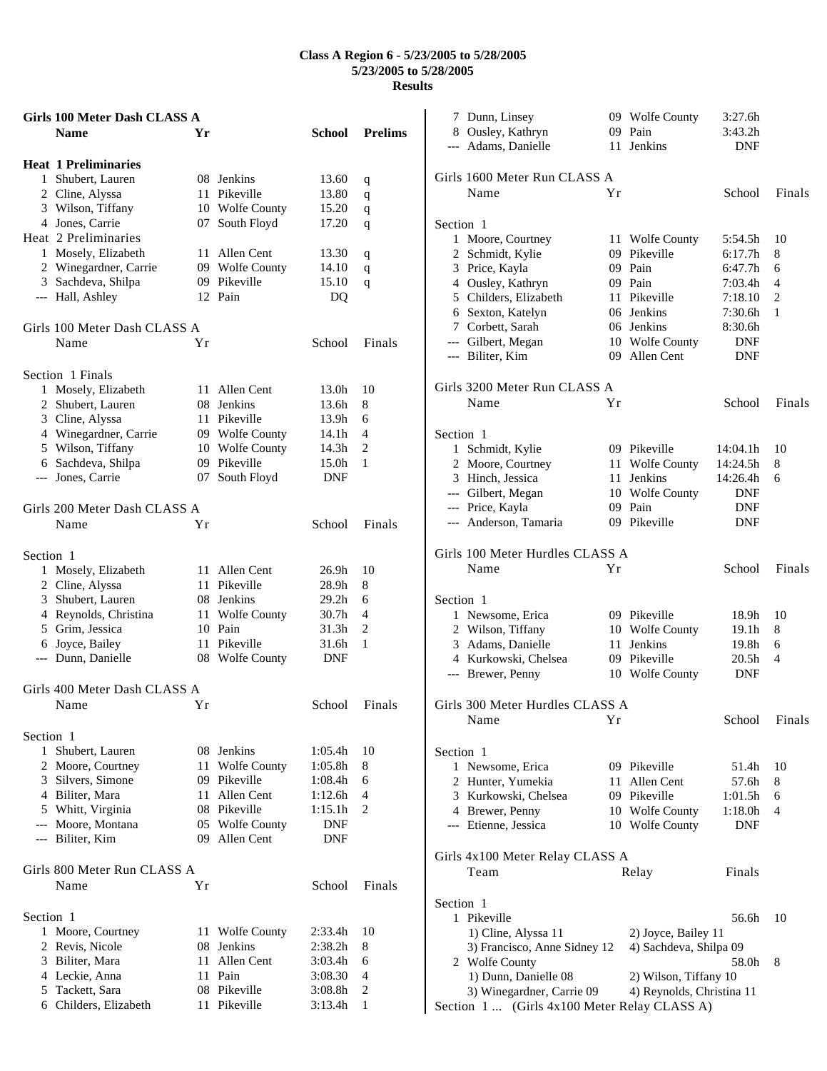# Class A Region 6 - 5/23/2005 to 5/28/2005
## 5/23/2005 to 5/28/2005
## Results

### Girls 100 Meter Dash CLASS A

| | Name | Yr | School | Prelims | |
|---|---|---|---|---|---|
| **Heat 1 Preliminaries** | | | | | |
| 1 | Shubert, Lauren | 08 | Jenkins | 13.60 | q |
| 2 | Cline, Alyssa | 11 | Pikeville | 13.80 | q |
| 3 | Wilson, Tiffany | 10 | Wolfe County | 15.20 | q |
| 4 | Jones, Carrie | 07 | South Floyd | 17.20 | q |
| **Heat 2 Preliminaries** | | | | | |
| 1 | Mosely, Elizabeth | 11 | Allen Cent | 13.30 | q |
| 2 | Winegardner, Carrie | 09 | Wolfe County | 14.10 | q |
| 3 | Sachdeva, Shilpa | 09 | Pikeville | 15.10 | q |
| --- | Hall, Ashley | 12 | Pain | DQ | |

### Girls 100 Meter Dash CLASS A

| | Name | Yr | School | Finals | |
|---|---|---|---|---|---|
| **Section 1 Finals** | | | | | |
| 1 | Mosely, Elizabeth | 11 | Allen Cent | 13.0h | 10 |
| 2 | Shubert, Lauren | 08 | Jenkins | 13.6h | 8 |
| 3 | Cline, Alyssa | 11 | Pikeville | 13.9h | 6 |
| 4 | Winegardner, Carrie | 09 | Wolfe County | 14.1h | 4 |
| 5 | Wilson, Tiffany | 10 | Wolfe County | 14.3h | 2 |
| 6 | Sachdeva, Shilpa | 09 | Pikeville | 15.0h | 1 |
| --- | Jones, Carrie | 07 | South Floyd | DNF | |

### Girls 200 Meter Dash CLASS A

| | Name | Yr | School | Finals | |
|---|---|---|---|---|---|
| **Section 1** | | | | | |
| 1 | Mosely, Elizabeth | 11 | Allen Cent | 26.9h | 10 |
| 2 | Cline, Alyssa | 11 | Pikeville | 28.9h | 8 |
| 3 | Shubert, Lauren | 08 | Jenkins | 29.2h | 6 |
| 4 | Reynolds, Christina | 11 | Wolfe County | 30.7h | 4 |
| 5 | Grim, Jessica | 10 | Pain | 31.3h | 2 |
| 6 | Joyce, Bailey | 11 | Pikeville | 31.6h | 1 |
| --- | Dunn, Danielle | 08 | Wolfe County | DNF | |

### Girls 400 Meter Dash CLASS A

| | Name | Yr | School | Finals | |
|---|---|---|---|---|---|
| **Section 1** | | | | | |
| 1 | Shubert, Lauren | 08 | Jenkins | 1:05.4h | 10 |
| 2 | Moore, Courtney | 11 | Wolfe County | 1:05.8h | 8 |
| 3 | Silvers, Simone | 09 | Pikeville | 1:08.4h | 6 |
| 4 | Biliter, Mara | 11 | Allen Cent | 1:12.6h | 4 |
| 5 | Whitt, Virginia | 08 | Pikeville | 1:15.1h | 2 |
| --- | Moore, Montana | 05 | Wolfe County | DNF | |
| --- | Biliter, Kim | 09 | Allen Cent | DNF | |

### Girls 800 Meter Run CLASS A

| | Name | Yr | School | Finals | |
|---|---|---|---|---|---|
| **Section 1** | | | | | |
| 1 | Moore, Courtney | 11 | Wolfe County | 2:33.4h | 10 |
| 2 | Revis, Nicole | 08 | Jenkins | 2:38.2h | 8 |
| 3 | Biliter, Mara | 11 | Allen Cent | 3:03.4h | 6 |
| 4 | Leckie, Anna | 11 | Pain | 3:08.30 | 4 |
| 5 | Tackett, Sara | 08 | Pikeville | 3:08.8h | 2 |
| 6 | Childers, Elizabeth | 11 | Pikeville | 3:13.4h | 1 |
| 7 | Dunn, Linsey | 09 | Wolfe County | 3:27.6h | |
| 8 | Ousley, Kathryn | 09 | Pain | 3:43.2h | |
| --- | Adams, Danielle | 11 | Jenkins | DNF | |

### Girls 1600 Meter Run CLASS A

| | Name | Yr | School | Finals | |
|---|---|---|---|---|---|
| **Section 1** | | | | | |
| 1 | Moore, Courtney | 11 | Wolfe County | 5:54.5h | 10 |
| 2 | Schmidt, Kylie | 09 | Pikeville | 6:17.7h | 8 |
| 3 | Price, Kayla | 09 | Pain | 6:47.7h | 6 |
| 4 | Ousley, Kathryn | 09 | Pain | 7:03.4h | 4 |
| 5 | Childers, Elizabeth | 11 | Pikeville | 7:18.10 | 2 |
| 6 | Sexton, Katelyn | 06 | Jenkins | 7:30.6h | 1 |
| 7 | Corbett, Sarah | 06 | Jenkins | 8:30.6h | |
| --- | Gilbert, Megan | 10 | Wolfe County | DNF | |
| --- | Biliter, Kim | 09 | Allen Cent | DNF | |

### Girls 3200 Meter Run CLASS A

| | Name | Yr | School | Finals | |
|---|---|---|---|---|---|
| **Section 1** | | | | | |
| 1 | Schmidt, Kylie | 09 | Pikeville | 14:04.1h | 10 |
| 2 | Moore, Courtney | 11 | Wolfe County | 14:24.5h | 8 |
| 3 | Hinch, Jessica | 11 | Jenkins | 14:26.4h | 6 |
| --- | Gilbert, Megan | 10 | Wolfe County | DNF | |
| --- | Price, Kayla | 09 | Pain | DNF | |
| --- | Anderson, Tamaria | 09 | Pikeville | DNF | |

### Girls 100 Meter Hurdles CLASS A

| | Name | Yr | School | Finals | |
|---|---|---|---|---|---|
| **Section 1** | | | | | |
| 1 | Newsome, Erica | 09 | Pikeville | 18.9h | 10 |
| 2 | Wilson, Tiffany | 10 | Wolfe County | 19.1h | 8 |
| 3 | Adams, Danielle | 11 | Jenkins | 19.8h | 6 |
| 4 | Kurkowski, Chelsea | 09 | Pikeville | 20.5h | 4 |
| --- | Brewer, Penny | 10 | Wolfe County | DNF | |

### Girls 300 Meter Hurdles CLASS A

| | Name | Yr | School | Finals | |
|---|---|---|---|---|---|
| **Section 1** | | | | | |
| 1 | Newsome, Erica | 09 | Pikeville | 51.4h | 10 |
| 2 | Hunter, Yumekia | 11 | Allen Cent | 57.6h | 8 |
| 3 | Kurkowski, Chelsea | 09 | Pikeville | 1:01.5h | 6 |
| 4 | Brewer, Penny | 10 | Wolfe County | 1:18.0h | 4 |
| --- | Etienne, Jessica | 10 | Wolfe County | DNF | |

### Girls 4x100 Meter Relay CLASS A

| | Team | Relay | Finals | |
|---|---|---|---|---|
| **Section 1** | | | | |
| 1 | Pikeville | | 56.6h | 10 |
| | 1) Cline, Alyssa 11 | 2) Joyce, Bailey 11 | | |
| | 3) Francisco, Anne Sidney 12 | 4) Sachdeva, Shilpa 09 | | |
| 2 | Wolfe County | | 58.0h | 8 |
| | 1) Dunn, Danielle 08 | 2) Wilson, Tiffany 10 | | |
| | 3) Winegardner, Carrie 09 | 4) Reynolds, Christina 11 | | |

Section 1 ... (Girls 4x100 Meter Relay CLASS A)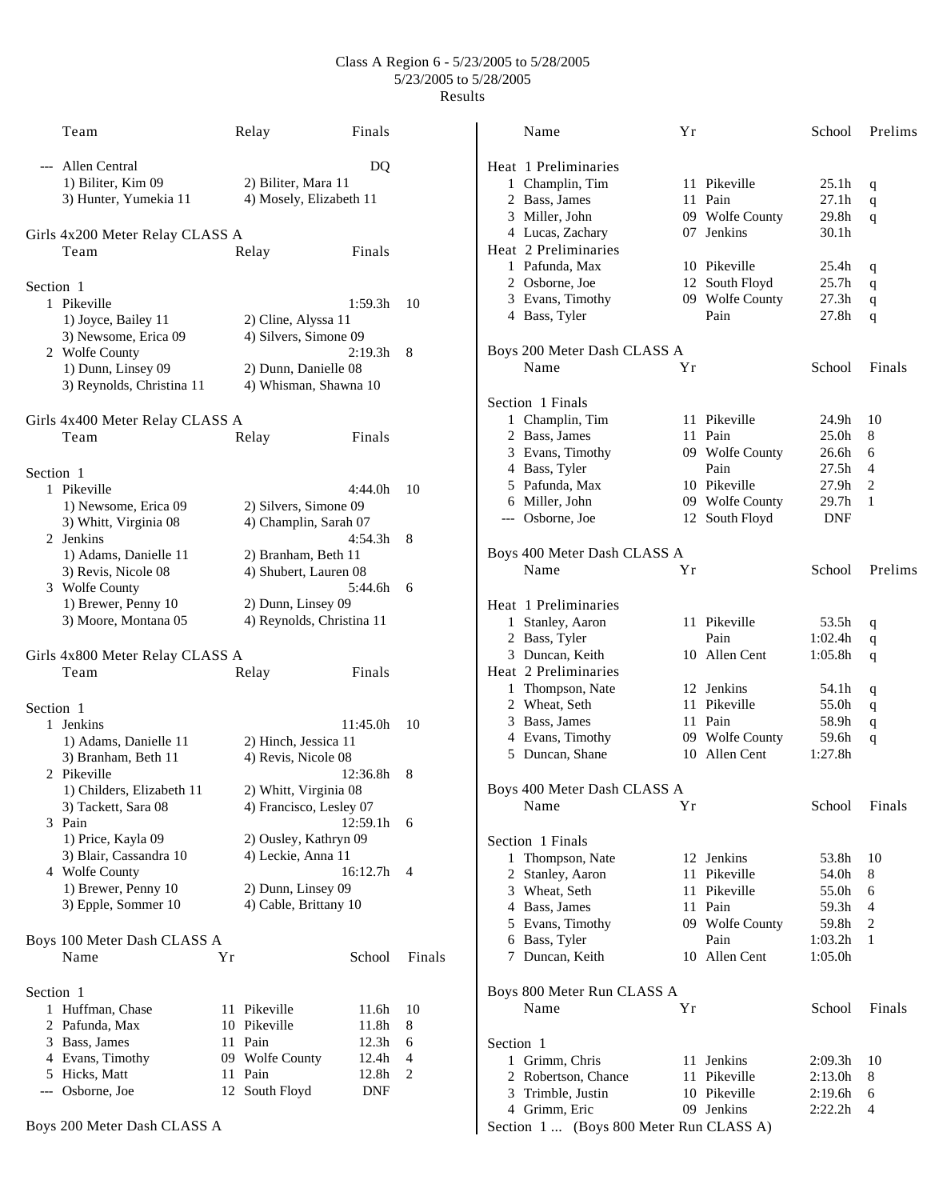Class A Region 6 - 5/23/2005 to 5/28/2005
5/23/2005 to 5/28/2005
Results

| | Team | Relay | Finals | |
|---|---|---|---|---|
| --- | Allen Central | | DQ | |
| | 1) Biliter, Kim 09 | 2) Biliter, Mara 11 | | |
| | 3) Hunter, Yumekia 11 | 4) Mosely, Elizabeth 11 | | |

## Girls 4x200 Meter Relay CLASS A

| | Team | Relay | Finals | |
|---|---|---|---|---|
| **Section 1** | | | | |
| 1 | Pikeville | | 1:59.3h | 10 |
| | 1) Joyce, Bailey 11 | 2) Cline, Alyssa 11 | | |
| | 3) Newsome, Erica 09 | 4) Silvers, Simone 09 | | |
| 2 | Wolfe County | | 2:19.3h | 8 |
| | 1) Dunn, Linsey 09 | 2) Dunn, Danielle 08 | | |
| | 3) Reynolds, Christina 11 | 4) Whisman, Shawna 10 | | |

## Girls 4x400 Meter Relay CLASS A

| | Team | Relay | Finals | |
|---|---|---|---|---|
| **Section 1** | | | | |
| 1 | Pikeville | | 4:44.0h | 10 |
| | 1) Newsome, Erica 09 | 2) Silvers, Simone 09 | | |
| | 3) Whitt, Virginia 08 | 4) Champlin, Sarah 07 | | |
| 2 | Jenkins | | 4:54.3h | 8 |
| | 1) Adams, Danielle 11 | 2) Branham, Beth 11 | | |
| | 3) Revis, Nicole 08 | 4) Shubert, Lauren 08 | | |
| 3 | Wolfe County | | 5:44.6h | 6 |
| | 1) Brewer, Penny 10 | 2) Dunn, Linsey 09 | | |
| | 3) Moore, Montana 05 | 4) Reynolds, Christina 11 | | |

## Girls 4x800 Meter Relay CLASS A

| | Team | Relay | Finals | |
|---|---|---|---|---|
| **Section 1** | | | | |
| 1 | Jenkins | | 11:45.0h | 10 |
| | 1) Adams, Danielle 11 | 2) Hinch, Jessica 11 | | |
| | 3) Branham, Beth 11 | 4) Revis, Nicole 08 | | |
| 2 | Pikeville | | 12:36.8h | 8 |
| | 1) Childers, Elizabeth 11 | 2) Whitt, Virginia 08 | | |
| | 3) Tackett, Sara 08 | 4) Francisco, Lesley 07 | | |
| 3 | Pain | | 12:59.1h | 6 |
| | 1) Price, Kayla 09 | 2) Ousley, Kathryn 09 | | |
| | 3) Blair, Cassandra 10 | 4) Leckie, Anna 11 | | |
| 4 | Wolfe County | | 16:12.7h | 4 |
| | 1) Brewer, Penny 10 | 2) Dunn, Linsey 09 | | |
| | 3) Epple, Sommer 10 | 4) Cable, Brittany 10 | | |

## Boys 100 Meter Dash CLASS A

| | Name | Yr | School | Finals | |
|---|---|---|---|---|---|
| **Section 1** | | | | | |
| 1 | Huffman, Chase | 11 | Pikeville | 11.6h | 10 |
| 2 | Pafunda, Max | 10 | Pikeville | 11.8h | 8 |
| 3 | Bass, James | 11 | Pain | 12.3h | 6 |
| 4 | Evans, Timothy | 09 | Wolfe County | 12.4h | 4 |
| 5 | Hicks, Matt | 11 | Pain | 12.8h | 2 |
| --- | Osborne, Joe | 12 | South Floyd | DNF | |

## Boys 200 Meter Dash CLASS A

| | Name | Yr | School | Prelims | |
|---|---|---|---|---|---|
| **Heat 1 Preliminaries** | | | | | |
| 1 | Champlin, Tim | 11 | Pikeville | 25.1h | q |
| 2 | Bass, James | 11 | Pain | 27.1h | q |
| 3 | Miller, John | 09 | Wolfe County | 29.8h | q |
| 4 | Lucas, Zachary | 07 | Jenkins | 30.1h | |
| **Heat 2 Preliminaries** | | | | | |
| 1 | Pafunda, Max | 10 | Pikeville | 25.4h | q |
| 2 | Osborne, Joe | 12 | South Floyd | 25.7h | q |
| 3 | Evans, Timothy | 09 | Wolfe County | 27.3h | q |
| 4 | Bass, Tyler | | Pain | 27.8h | q |

## Boys 200 Meter Dash CLASS A

| | Name | Yr | School | Finals | |
|---|---|---|---|---|---|
| **Section 1 Finals** | | | | | |
| 1 | Champlin, Tim | 11 | Pikeville | 24.9h | 10 |
| 2 | Bass, James | 11 | Pain | 25.0h | 8 |
| 3 | Evans, Timothy | 09 | Wolfe County | 26.6h | 6 |
| 4 | Bass, Tyler | | Pain | 27.5h | 4 |
| 5 | Pafunda, Max | 10 | Pikeville | 27.9h | 2 |
| 6 | Miller, John | 09 | Wolfe County | 29.7h | 1 |
| --- | Osborne, Joe | 12 | South Floyd | DNF | |

## Boys 400 Meter Dash CLASS A

| | Name | Yr | School | Prelims | |
|---|---|---|---|---|---|
| **Heat 1 Preliminaries** | | | | | |
| 1 | Stanley, Aaron | 11 | Pikeville | 53.5h | q |
| 2 | Bass, Tyler | | Pain | 1:02.4h | q |
| 3 | Duncan, Keith | 10 | Allen Cent | 1:05.8h | q |
| **Heat 2 Preliminaries** | | | | | |
| 1 | Thompson, Nate | 12 | Jenkins | 54.1h | q |
| 2 | Wheat, Seth | 11 | Pikeville | 55.0h | q |
| 3 | Bass, James | 11 | Pain | 58.9h | q |
| 4 | Evans, Timothy | 09 | Wolfe County | 59.6h | q |
| 5 | Duncan, Shane | 10 | Allen Cent | 1:27.8h | |

## Boys 400 Meter Dash CLASS A

| | Name | Yr | School | Finals | |
|---|---|---|---|---|---|
| **Section 1 Finals** | | | | | |
| 1 | Thompson, Nate | 12 | Jenkins | 53.8h | 10 |
| 2 | Stanley, Aaron | 11 | Pikeville | 54.0h | 8 |
| 3 | Wheat, Seth | 11 | Pikeville | 55.0h | 6 |
| 4 | Bass, James | 11 | Pain | 59.3h | 4 |
| 5 | Evans, Timothy | 09 | Wolfe County | 59.8h | 2 |
| 6 | Bass, Tyler | | Pain | 1:03.2h | 1 |
| 7 | Duncan, Keith | 10 | Allen Cent | 1:05.0h | |

## Boys 800 Meter Run CLASS A

| | Name | Yr | School | Finals | |
|---|---|---|---|---|---|
| **Section 1** | | | | | |
| 1 | Grimm, Chris | 11 | Jenkins | 2:09.3h | 10 |
| 2 | Robertson, Chance | 11 | Pikeville | 2:13.0h | 8 |
| 3 | Trimble, Justin | 10 | Pikeville | 2:19.6h | 6 |
| 4 | Grimm, Eric | 09 | Jenkins | 2:22.2h | 4 |

Section 1 ... (Boys 800 Meter Run CLASS A)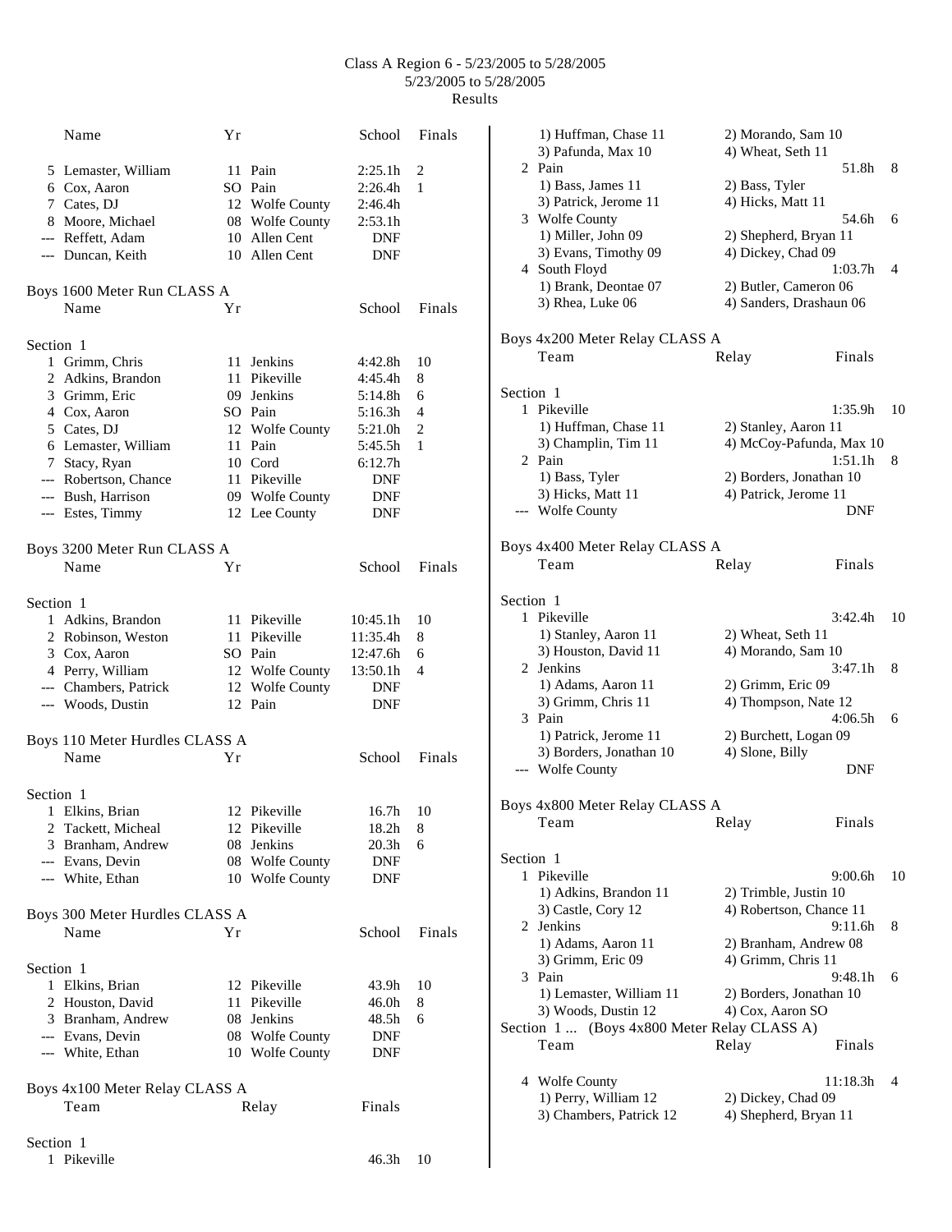# Class A Region 6 - 5/23/2005 to 5/28/2005

5/23/2005 to 5/28/2005

Results

| | Name | Yr | School | Finals | |
|---|---|---|---|---|---|
| 5 | Lemaster, William | 11 | Pain | 2:25.1h | 2 |
| 6 | Cox, Aaron | SO | Pain | 2:26.4h | 1 |
| 7 | Cates, DJ | 12 | Wolfe County | 2:46.4h | |
| 8 | Moore, Michael | 08 | Wolfe County | 2:53.1h | |
| --- | Reffett, Adam | 10 | Allen Cent | DNF | |
| --- | Duncan, Keith | 10 | Allen Cent | DNF | |

## Boys 1600 Meter Run CLASS A

Section 1

| | Name | Yr | School | Finals | |
|---|---|---|---|---|---|
| 1 | Grimm, Chris | 11 | Jenkins | 4:42.8h | 10 |
| 2 | Adkins, Brandon | 11 | Pikeville | 4:45.4h | 8 |
| 3 | Grimm, Eric | 09 | Jenkins | 5:14.8h | 6 |
| 4 | Cox, Aaron | SO | Pain | 5:16.3h | 4 |
| 5 | Cates, DJ | 12 | Wolfe County | 5:21.0h | 2 |
| 6 | Lemaster, William | 11 | Pain | 5:45.5h | 1 |
| 7 | Stacy, Ryan | 10 | Cord | 6:12.7h | |
| --- | Robertson, Chance | 11 | Pikeville | DNF | |
| --- | Bush, Harrison | 09 | Wolfe County | DNF | |
| --- | Estes, Timmy | 12 | Lee County | DNF | |

## Boys 3200 Meter Run CLASS A

Section 1

| | Name | Yr | School | Finals | |
|---|---|---|---|---|---|
| 1 | Adkins, Brandon | 11 | Pikeville | 10:45.1h | 10 |
| 2 | Robinson, Weston | 11 | Pikeville | 11:35.4h | 8 |
| 3 | Cox, Aaron | SO | Pain | 12:47.6h | 6 |
| 4 | Perry, William | 12 | Wolfe County | 13:50.1h | 4 |
| --- | Chambers, Patrick | 12 | Wolfe County | DNF | |
| --- | Woods, Dustin | 12 | Pain | DNF | |

## Boys 110 Meter Hurdles CLASS A

Section 1

| | Name | Yr | School | Finals | |
|---|---|---|---|---|---|
| 1 | Elkins, Brian | 12 | Pikeville | 16.7h | 10 |
| 2 | Tackett, Micheal | 12 | Pikeville | 18.2h | 8 |
| 3 | Branham, Andrew | 08 | Jenkins | 20.3h | 6 |
| --- | Evans, Devin | 08 | Wolfe County | DNF | |
| --- | White, Ethan | 10 | Wolfe County | DNF | |

## Boys 300 Meter Hurdles CLASS A

Section 1

| | Name | Yr | School | Finals | |
|---|---|---|---|---|---|
| 1 | Elkins, Brian | 12 | Pikeville | 43.9h | 10 |
| 2 | Houston, David | 11 | Pikeville | 46.0h | 8 |
| 3 | Branham, Andrew | 08 | Jenkins | 48.5h | 6 |
| --- | Evans, Devin | 08 | Wolfe County | DNF | |
| --- | White, Ethan | 10 | Wolfe County | DNF | |

## Boys 4x100 Meter Relay CLASS A

Team / Relay / Finals

Section 1

1 Pikeville — 46.3h — 10
- 1) Huffman, Chase 11; 2) Morando, Sam 10; 3) Pafunda, Max 10; 4) Wheat, Seth 11

2 Pain — 51.8h — 8
- 1) Bass, James 11; 2) Bass, Tyler; 3) Patrick, Jerome 11; 4) Hicks, Matt 11

3 Wolfe County — 54.6h — 6
- 1) Miller, John 09; 2) Shepherd, Bryan 11; 3) Evans, Timothy 09; 4) Dickey, Chad 09

4 South Floyd — 1:03.7h — 4
- 1) Brank, Deontae 07; 2) Butler, Cameron 06; 3) Rhea, Luke 06; 4) Sanders, Drashaun 06

## Boys 4x200 Meter Relay CLASS A

Team / Relay / Finals

Section 1

1 Pikeville — 1:35.9h — 10
- 1) Huffman, Chase 11; 2) Stanley, Aaron 11; 3) Champlin, Tim 11; 4) McCoy-Pafunda, Max 10

2 Pain — 1:51.1h — 8
- 1) Bass, Tyler; 2) Borders, Jonathan 10; 3) Hicks, Matt 11; 4) Patrick, Jerome 11

--- Wolfe County — DNF

## Boys 4x400 Meter Relay CLASS A

Team / Relay / Finals

Section 1

1 Pikeville — 3:42.4h — 10
- 1) Stanley, Aaron 11; 2) Wheat, Seth 11; 3) Houston, David 11; 4) Morando, Sam 10

2 Jenkins — 3:47.1h — 8
- 1) Adams, Aaron 11; 2) Grimm, Eric 09; 3) Grimm, Chris 11; 4) Thompson, Nate 12

3 Pain — 4:06.5h — 6
- 1) Patrick, Jerome 11; 2) Burchett, Logan 09; 3) Borders, Jonathan 10; 4) Slone, Billy

--- Wolfe County — DNF

## Boys 4x800 Meter Relay CLASS A

Team / Relay / Finals

Section 1

1 Pikeville — 9:00.6h — 10
- 1) Adkins, Brandon 11; 2) Trimble, Justin 10; 3) Castle, Cory 12; 4) Robertson, Chance 11

2 Jenkins — 9:11.6h — 8
- 1) Adams, Aaron 11; 2) Branham, Andrew 08; 3) Grimm, Eric 09; 4) Grimm, Chris 11

3 Pain — 9:48.1h — 6
- 1) Lemaster, William 11; 2) Borders, Jonathan 10; 3) Woods, Dustin 12; 4) Cox, Aaron SO

Section 1 ... (Boys 4x800 Meter Relay CLASS A)

Team / Relay / Finals

4 Wolfe County — 11:18.3h — 4
- 1) Perry, William 12; 2) Dickey, Chad 09; 3) Chambers, Patrick 12; 4) Shepherd, Bryan 11